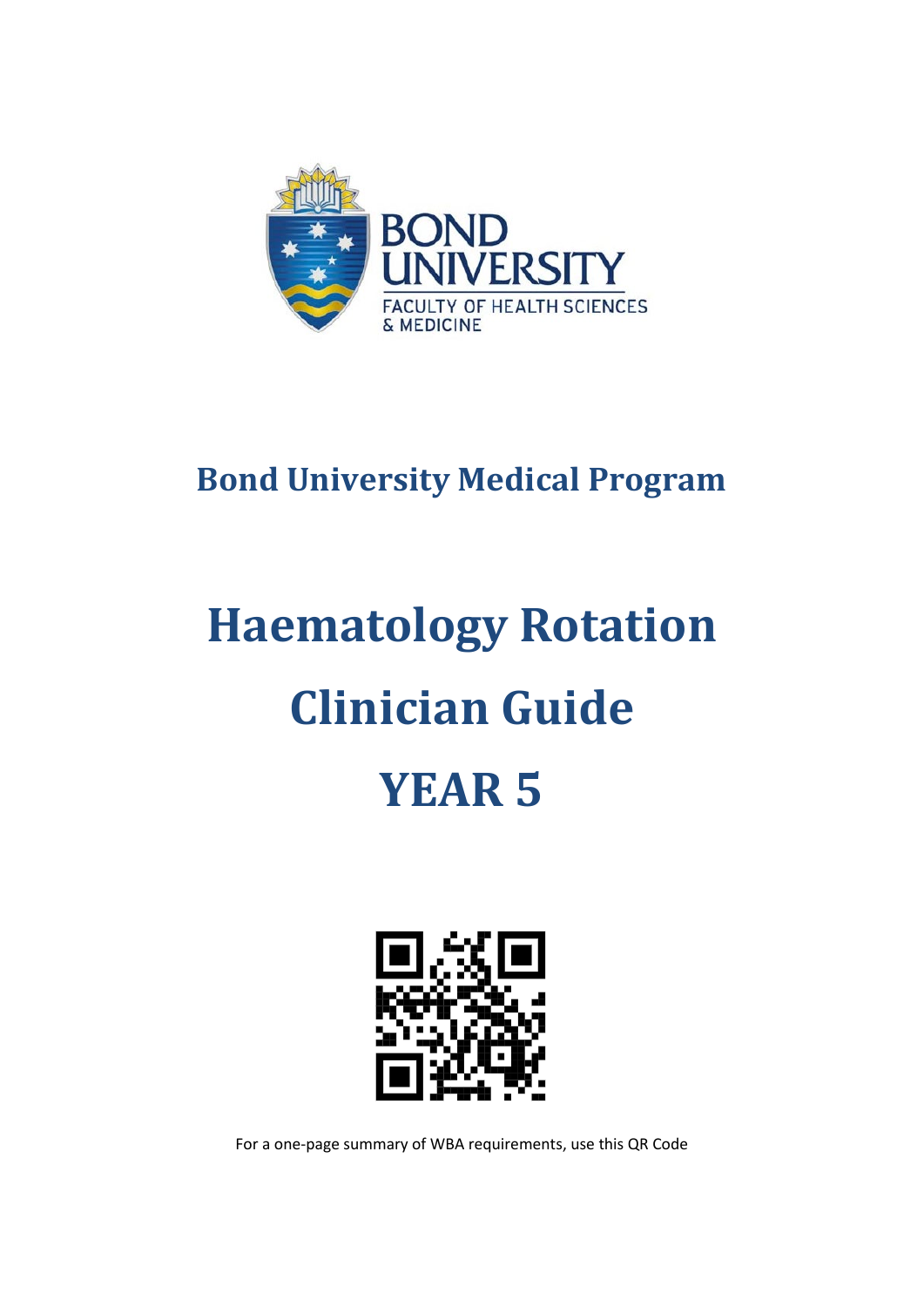BOND UNIVERSITY
FACULTY OF HEALTH SCIENCES & MEDICINE

## Bond University Medical Program

# Haematology Rotation

# Clinician Guide

# YEAR 5

For a one-page summary of WBA requirements, use this QR Code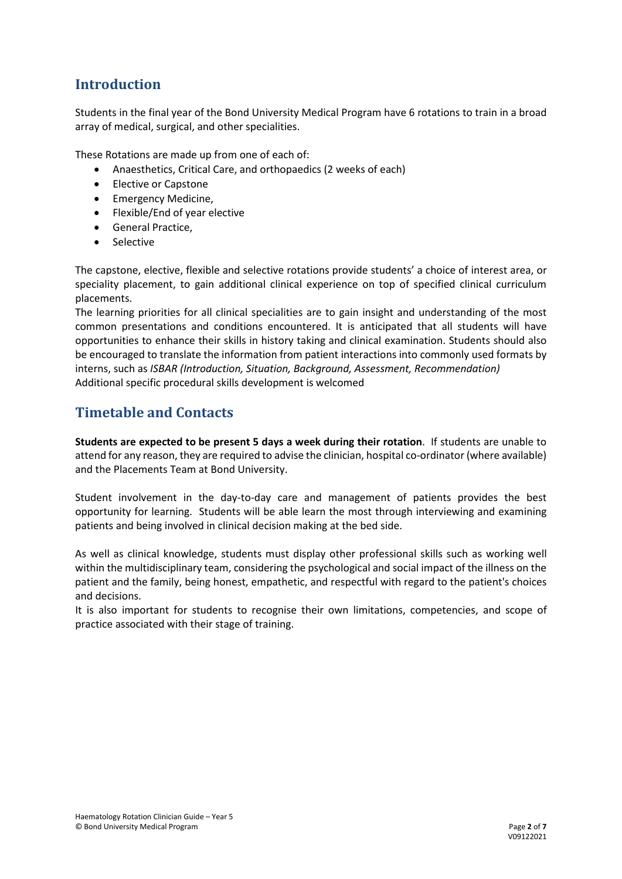## Introduction

Students in the final year of the Bond University Medical Program have 6 rotations to train in a broad array of medical, surgical, and other specialities.

These Rotations are made up from one of each of:

- Anaesthetics, Critical Care, and orthopaedics (2 weeks of each)
- Elective or Capstone
- Emergency Medicine,
- Flexible/End of year elective
- General Practice,
- Selective

The capstone, elective, flexible and selective rotations provide students' a choice of interest area, or speciality placement, to gain additional clinical experience on top of specified clinical curriculum placements.
The learning priorities for all clinical specialities are to gain insight and understanding of the most common presentations and conditions encountered. It is anticipated that all students will have opportunities to enhance their skills in history taking and clinical examination. Students should also be encouraged to translate the information from patient interactions into commonly used formats by interns, such as *ISBAR (Introduction, Situation, Background, Assessment, Recommendation)*
Additional specific procedural skills development is welcomed

## Timetable and Contacts

**Students are expected to be present 5 days a week during their rotation**. If students are unable to attend for any reason, they are required to advise the clinician, hospital co-ordinator (where available) and the Placements Team at Bond University.

Student involvement in the day-to-day care and management of patients provides the best opportunity for learning. Students will be able learn the most through interviewing and examining patients and being involved in clinical decision making at the bed side.

As well as clinical knowledge, students must display other professional skills such as working well within the multidisciplinary team, considering the psychological and social impact of the illness on the patient and the family, being honest, empathetic, and respectful with regard to the patient's choices and decisions.
It is also important for students to recognise their own limitations, competencies, and scope of practice associated with their stage of training.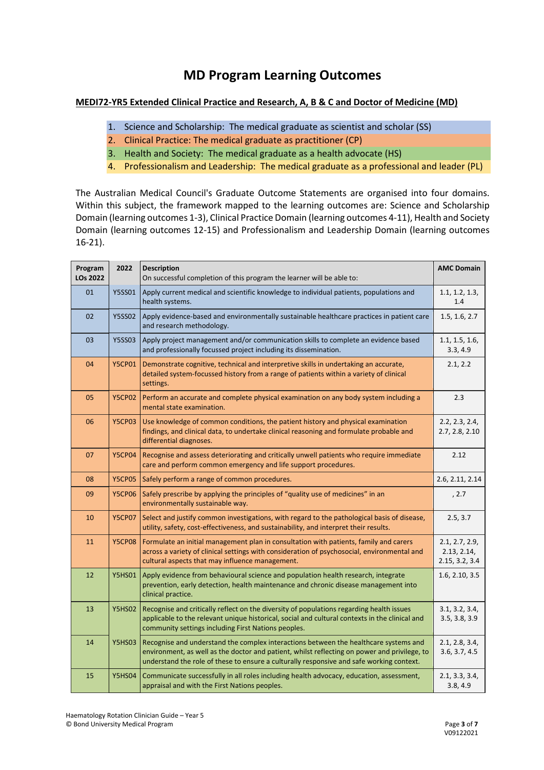# MD Program Learning Outcomes

**MEDI72-YR5 Extended Clinical Practice and Research, A, B & C and Doctor of Medicine (MD)**

1. Science and Scholarship: The medical graduate as scientist and scholar (SS)
2. Clinical Practice: The medical graduate as practitioner (CP)
3. Health and Society: The medical graduate as a health advocate (HS)
4. Professionalism and Leadership: The medical graduate as a professional and leader (PL)

The Australian Medical Council's Graduate Outcome Statements are organised into four domains. Within this subject, the framework mapped to the learning outcomes are: Science and Scholarship Domain (learning outcomes 1-3), Clinical Practice Domain (learning outcomes 4-11), Health and Society Domain (learning outcomes 12-15) and Professionalism and Leadership Domain (learning outcomes 16-21).

| Program LOs 2022 | 2022 | Description<br>On successful completion of this program the learner will be able to: | AMC Domain |
|---|---|---|---|
| 01 | Y5SS01 | Apply current medical and scientific knowledge to individual patients, populations and health systems. | 1.1, 1.2, 1.3, 1.4 |
| 02 | Y5SS02 | Apply evidence-based and environmentally sustainable healthcare practices in patient care and research methodology. | 1.5, 1.6, 2.7 |
| 03 | Y5SS03 | Apply project management and/or communication skills to complete an evidence based and professionally focussed project including its dissemination. | 1.1, 1.5, 1.6, 3.3, 4.9 |
| 04 | Y5CP01 | Demonstrate cognitive, technical and interpretive skills in undertaking an accurate, detailed system-focussed history from a range of patients within a variety of clinical settings. | 2.1, 2.2 |
| 05 | Y5CP02 | Perform an accurate and complete physical examination on any body system including a mental state examination. | 2.3 |
| 06 | Y5CP03 | Use knowledge of common conditions, the patient history and physical examination findings, and clinical data, to undertake clinical reasoning and formulate probable and differential diagnoses. | 2.2, 2.3, 2.4, 2.7, 2.8, 2.10 |
| 07 | Y5CP04 | Recognise and assess deteriorating and critically unwell patients who require immediate care and perform common emergency and life support procedures. | 2.12 |
| 08 | Y5CP05 | Safely perform a range of common procedures. | 2.6, 2.11, 2.14 |
| 09 | Y5CP06 | Safely prescribe by applying the principles of "quality use of medicines" in an environmentally sustainable way. | , 2.7 |
| 10 | Y5CP07 | Select and justify common investigations, with regard to the pathological basis of disease, utility, safety, cost-effectiveness, and sustainability, and interpret their results. | 2.5, 3.7 |
| 11 | Y5CP08 | Formulate an initial management plan in consultation with patients, family and carers across a variety of clinical settings with consideration of psychosocial, environmental and cultural aspects that may influence management. | 2.1, 2.7, 2.9, 2.13, 2.14, 2.15, 3.2, 3.4 |
| 12 | Y5HS01 | Apply evidence from behavioural science and population health research, integrate prevention, early detection, health maintenance and chronic disease management into clinical practice. | 1.6, 2.10, 3.5 |
| 13 | Y5HS02 | Recognise and critically reflect on the diversity of populations regarding health issues applicable to the relevant unique historical, social and cultural contexts in the clinical and community settings including First Nations peoples. | 3.1, 3.2, 3.4, 3.5, 3.8, 3.9 |
| 14 | Y5HS03 | Recognise and understand the complex interactions between the healthcare systems and environment, as well as the doctor and patient, whilst reflecting on power and privilege, to understand the role of these to ensure a culturally responsive and safe working context. | 2.1, 2.8, 3.4, 3.6, 3.7, 4.5 |
| 15 | Y5HS04 | Communicate successfully in all roles including health advocacy, education, assessment, appraisal and with the First Nations peoples. | 2.1, 3.3, 3.4, 3.8, 4.9 |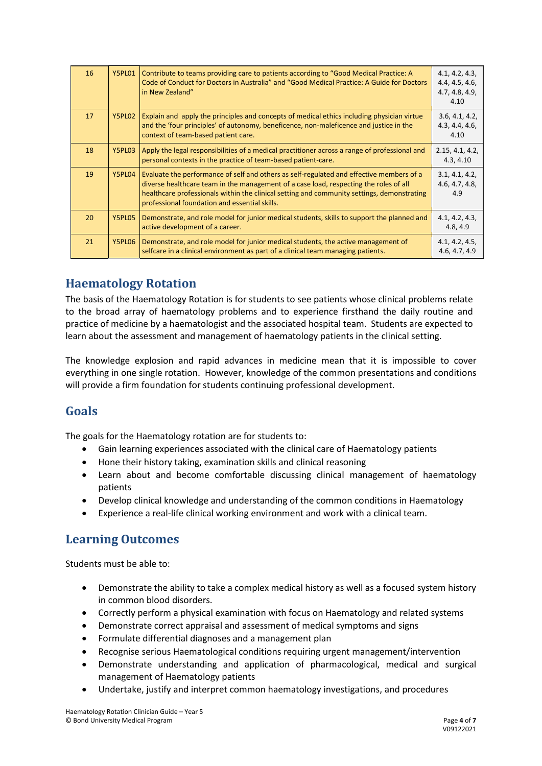| | | | |
|---|---|---|---|
| 16 | Y5PL01 | Contribute to teams providing care to patients according to "Good Medical Practice: A Code of Conduct for Doctors in Australia" and "Good Medical Practice: A Guide for Doctors in New Zealand" | 4.1, 4.2, 4.3, 4.4, 4.5, 4.6, 4.7, 4.8, 4.9, 4.10 |
| 17 | Y5PL02 | Explain and apply the principles and concepts of medical ethics including physician virtue and the 'four principles' of autonomy, beneficence, non-maleficence and justice in the context of team-based patient care. | 3.6, 4.1, 4.2, 4.3, 4.4, 4.6, 4.10 |
| 18 | Y5PL03 | Apply the legal responsibilities of a medical practitioner across a range of professional and personal contexts in the practice of team-based patient-care. | 2.15, 4.1, 4.2, 4.3, 4.10 |
| 19 | Y5PL04 | Evaluate the performance of self and others as self-regulated and effective members of a diverse healthcare team in the management of a case load, respecting the roles of all healthcare professionals within the clinical setting and community settings, demonstrating professional foundation and essential skills. | 3.1, 4.1, 4.2, 4.6, 4.7, 4.8, 4.9 |
| 20 | Y5PL05 | Demonstrate, and role model for junior medical students, skills to support the planned and active development of a career. | 4.1, 4.2, 4.3, 4.8, 4.9 |
| 21 | Y5PL06 | Demonstrate, and role model for junior medical students, the active management of selfcare in a clinical environment as part of a clinical team managing patients. | 4.1, 4.2, 4.5, 4.6, 4.7, 4.9 |

## Haematology Rotation

The basis of the Haematology Rotation is for students to see patients whose clinical problems relate to the broad array of haematology problems and to experience firsthand the daily routine and practice of medicine by a haematologist and the associated hospital team. Students are expected to learn about the assessment and management of haematology patients in the clinical setting.

The knowledge explosion and rapid advances in medicine mean that it is impossible to cover everything in one single rotation. However, knowledge of the common presentations and conditions will provide a firm foundation for students continuing professional development.

## Goals

The goals for the Haematology rotation are for students to:

- Gain learning experiences associated with the clinical care of Haematology patients
- Hone their history taking, examination skills and clinical reasoning
- Learn about and become comfortable discussing clinical management of haematology patients
- Develop clinical knowledge and understanding of the common conditions in Haematology
- Experience a real-life clinical working environment and work with a clinical team.

## Learning Outcomes

Students must be able to:

- Demonstrate the ability to take a complex medical history as well as a focused system history in common blood disorders.
- Correctly perform a physical examination with focus on Haematology and related systems
- Demonstrate correct appraisal and assessment of medical symptoms and signs
- Formulate differential diagnoses and a management plan
- Recognise serious Haematological conditions requiring urgent management/intervention
- Demonstrate understanding and application of pharmacological, medical and surgical management of Haematology patients
- Undertake, justify and interpret common haematology investigations, and procedures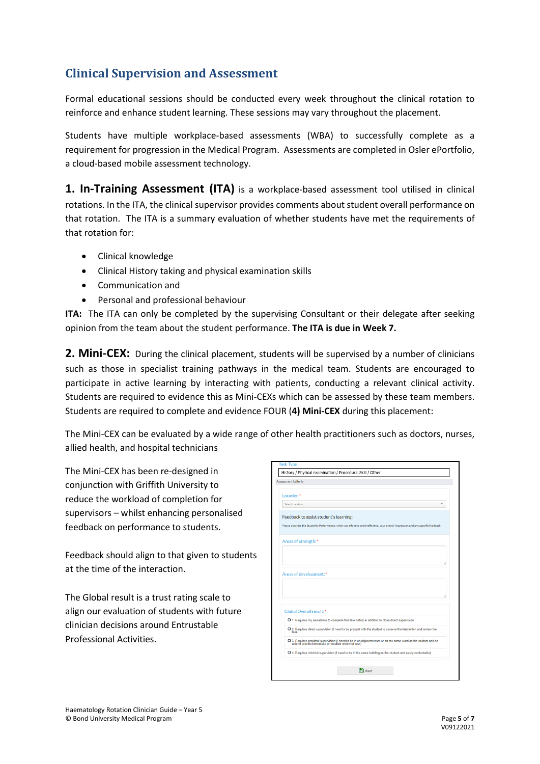## Clinical Supervision and Assessment

Formal educational sessions should be conducted every week throughout the clinical rotation to reinforce and enhance student learning. These sessions may vary throughout the placement.

Students have multiple workplace-based assessments (WBA) to successfully complete as a requirement for progression in the Medical Program. Assessments are completed in Osler ePortfolio, a cloud-based mobile assessment technology.

**1. In-Training Assessment (ITA)** is a workplace-based assessment tool utilised in clinical rotations. In the ITA, the clinical supervisor provides comments about student overall performance on that rotation. The ITA is a summary evaluation of whether students have met the requirements of that rotation for:

- Clinical knowledge
- Clinical History taking and physical examination skills
- Communication and
- Personal and professional behaviour

**ITA:** The ITA can only be completed by the supervising Consultant or their delegate after seeking opinion from the team about the student performance. **The ITA is due in Week 7.**

**2. Mini-CEX:** During the clinical placement, students will be supervised by a number of clinicians such as those in specialist training pathways in the medical team. Students are encouraged to participate in active learning by interacting with patients, conducting a relevant clinical activity. Students are required to evidence this as Mini-CEXs which can be assessed by these team members. Students are required to complete and evidence FOUR (**4) Mini-CEX** during this placement:

The Mini-CEX can be evaluated by a wide range of other health practitioners such as doctors, nurses, allied health, and hospital technicians

The Mini-CEX has been re-designed in conjunction with Griffith University to reduce the workload of completion for supervisors – whilst enhancing personalised feedback on performance to students.

Feedback should align to that given to students at the time of the interaction.

The Global result is a trust rating scale to align our evaluation of students with future clinician decisions around Entrustable Professional Activities.

Task Type
History / Physical examination / Procedural Skill / Other
Assessment Criteria
Location*
Select Location..
Feedback to assist student's learning:
Please describe the Student's Performance: what was effective and ineffective, your overall impression and any specific feedback.
Areas of strength:*
Areas of development:*
Global Overall result:*
1. Requires my assistance to complete this task safely in addition to close direct supervision
2. Requires direct supervision (I need to be present with the student to observe the interaction and review the task)
3. Requires proximal supervision (I need to be in an adjacent room or on the same ward as the student and be able to provide immediate or detailed review of task)
4. Requires minimal supervision (I need to be in the same building as the student and easily contactable)
Save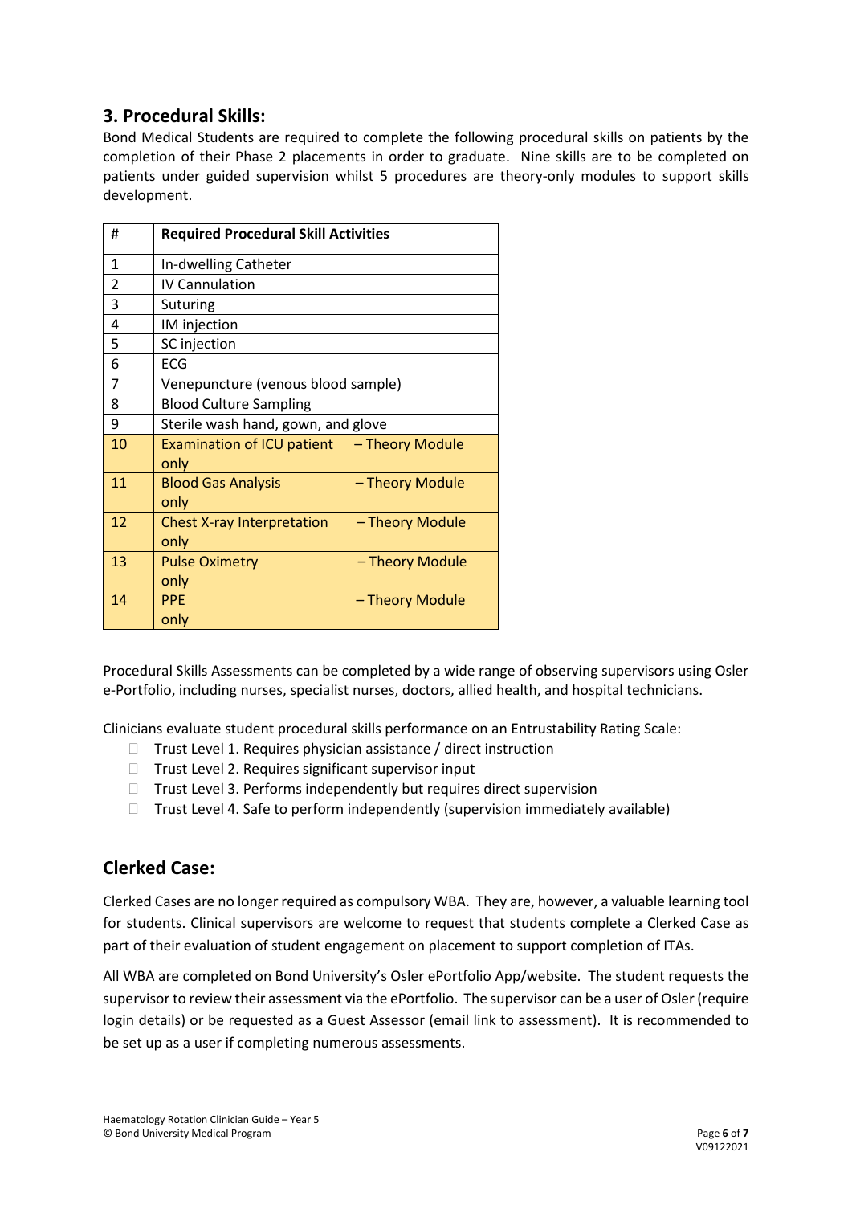## 3. Procedural Skills:

Bond Medical Students are required to complete the following procedural skills on patients by the completion of their Phase 2 placements in order to graduate. Nine skills are to be completed on patients under guided supervision whilst 5 procedures are theory-only modules to support skills development.

| # | Required Procedural Skill Activities |
|---|---|
| 1 | In-dwelling Catheter |
| 2 | IV Cannulation |
| 3 | Suturing |
| 4 | IM injection |
| 5 | SC injection |
| 6 | ECG |
| 7 | Venepuncture (venous blood sample) |
| 8 | Blood Culture Sampling |
| 9 | Sterile wash hand, gown, and glove |
| 10 | Examination of ICU patient – Theory Module only |
| 11 | Blood Gas Analysis – Theory Module only |
| 12 | Chest X-ray Interpretation – Theory Module only |
| 13 | Pulse Oximetry – Theory Module only |
| 14 | PPE – Theory Module only |

Procedural Skills Assessments can be completed by a wide range of observing supervisors using Osler e-Portfolio, including nurses, specialist nurses, doctors, allied health, and hospital technicians.

Clinicians evaluate student procedural skills performance on an Entrustability Rating Scale:

- Trust Level 1. Requires physician assistance / direct instruction
- Trust Level 2. Requires significant supervisor input
- Trust Level 3. Performs independently but requires direct supervision
- Trust Level 4. Safe to perform independently (supervision immediately available)

## Clerked Case:

Clerked Cases are no longer required as compulsory WBA. They are, however, a valuable learning tool for students. Clinical supervisors are welcome to request that students complete a Clerked Case as part of their evaluation of student engagement on placement to support completion of ITAs.

All WBA are completed on Bond University's Osler ePortfolio App/website. The student requests the supervisor to review their assessment via the ePortfolio. The supervisor can be a user of Osler (require login details) or be requested as a Guest Assessor (email link to assessment). It is recommended to be set up as a user if completing numerous assessments.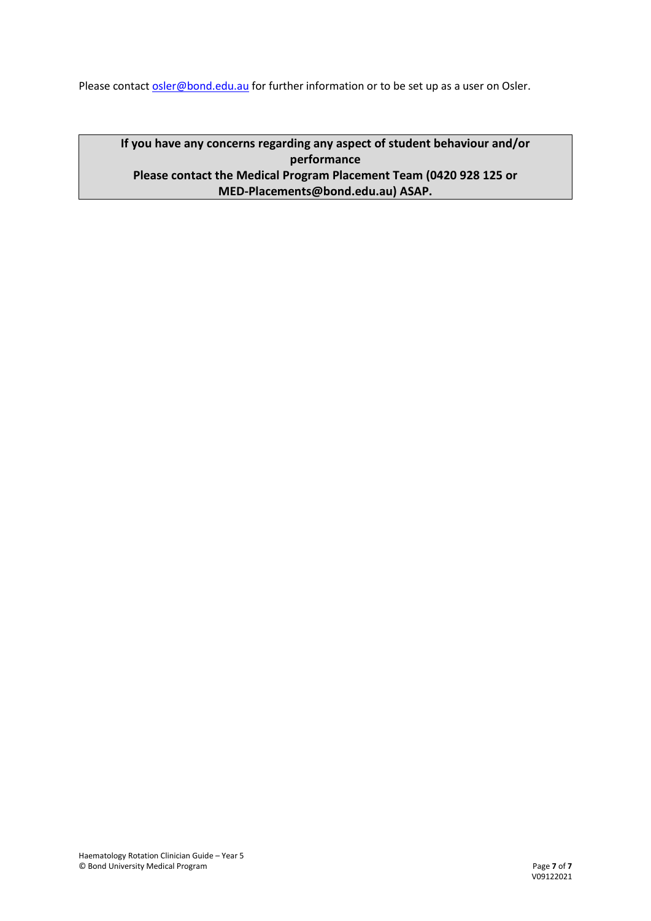Please contact osler@bond.edu.au for further information or to be set up as a user on Osler.

**If you have any concerns regarding any aspect of student behaviour and/or performance**
**Please contact the Medical Program Placement Team (0420 928 125 or MED-Placements@bond.edu.au) ASAP.**